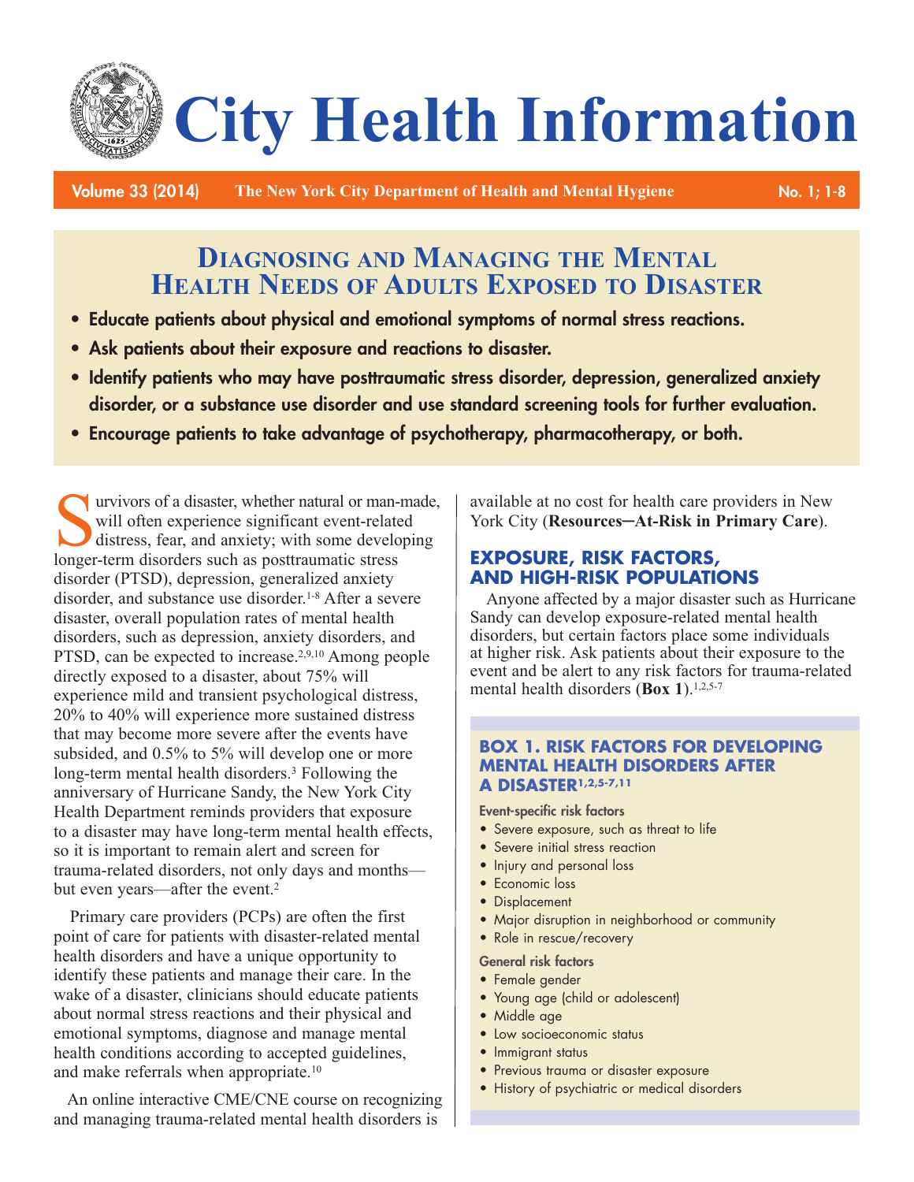# City Health Information

# Diagnosing and Managing the Mental Health Needs of Adults Exposed to Disaster

- **Educate patients about physical and emotional symptoms of normal stress reactions.**
- **Ask patients about their exposure and reactions to disaster.**
- **Identify patients who may have posttraumatic stress disorder, depression, generalized anxiety disorder, or a substance use disorder and use standard screening tools for further evaluation.**
- **Encourage patients to take advantage of psychotherapy, pharmacotherapy, or both.**

Survivors of a disaster, whether natural or man-made, will often experience significant event-related distress, fear, and anxiety; with some developing longer-term disorders such as posttraumatic stress disorder (PTSD), depression, generalized anxiety disorder, and substance use disorder.[1-8] After a severe disaster, overall population rates of mental health disorders, such as depression, anxiety disorders, and PTSD, can be expected to increase.[2,9,10] Among people directly exposed to a disaster, about 75% will experience mild and transient psychological distress, 20% to 40% will experience more sustained distress that may become more severe after the events have subsided, and 0.5% to 5% will develop one or more long-term mental health disorders.[3] Following the anniversary of Hurricane Sandy, the New York City Health Department reminds providers that exposure to a disaster may have long-term mental health effects, so it is important to remain alert and screen for trauma-related disorders, not only days and months—but even years—after the event.[2]

Primary care providers (PCPs) are often the first point of care for patients with disaster-related mental health disorders and have a unique opportunity to identify these patients and manage their care. In the wake of a disaster, clinicians should educate patients about normal stress reactions and their physical and emotional symptoms, diagnose and manage mental health conditions according to accepted guidelines, and make referrals when appropriate.[10]

An online interactive CME/CNE course on recognizing and managing trauma-related mental health disorders is available at no cost for health care providers in New York City (**Resources—At-Risk in Primary Care**).

## EXPOSURE, RISK FACTORS, AND HIGH-RISK POPULATIONS

Anyone affected by a major disaster such as Hurricane Sandy can develop exposure-related mental health disorders, but certain factors place some individuals at higher risk. Ask patients about their exposure to the event and be alert to any risk factors for trauma-related mental health disorders (**Box 1**).[1,2,5-7]

### BOX 1. RISK FACTORS FOR DEVELOPING MENTAL HEALTH DISORDERS AFTER A DISASTER[1,2,5-7,11]

**Event-specific risk factors**

- Severe exposure, such as threat to life
- Severe initial stress reaction
- Injury and personal loss
- Economic loss
- Displacement
- Major disruption in neighborhood or community
- Role in rescue/recovery

**General risk factors**

- Female gender
- Young age (child or adolescent)
- Middle age
- Low socioeconomic status
- Immigrant status
- Previous trauma or disaster exposure
- History of psychiatric or medical disorders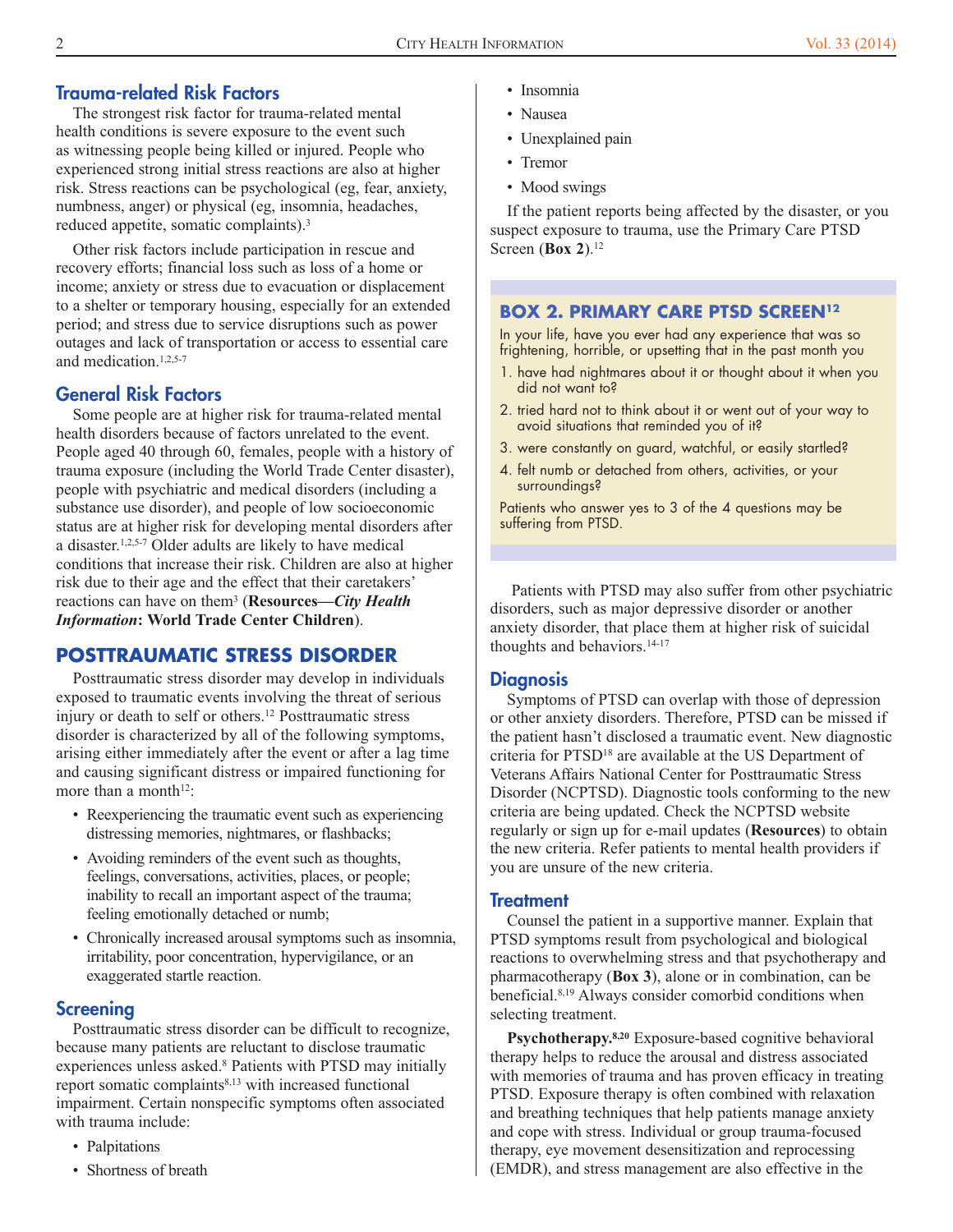## Trauma-related Risk Factors

The strongest risk factor for trauma-related mental health conditions is severe exposure to the event such as witnessing people being killed or injured. People who experienced strong initial stress reactions are also at higher risk. Stress reactions can be psychological (eg, fear, anxiety, numbness, anger) or physical (eg, insomnia, headaches, reduced appetite, somatic complaints).[3]

Other risk factors include participation in rescue and recovery efforts; financial loss such as loss of a home or income; anxiety or stress due to evacuation or displacement to a shelter or temporary housing, especially for an extended period; and stress due to service disruptions such as power outages and lack of transportation or access to essential care and medication.[1,2,5-7]

## General Risk Factors

Some people are at higher risk for trauma-related mental health disorders because of factors unrelated to the event. People aged 40 through 60, females, people with a history of trauma exposure (including the World Trade Center disaster), people with psychiatric and medical disorders (including a substance use disorder), and people of low socioeconomic status are at higher risk for developing mental disorders after a disaster.[1,2,5-7] Older adults are likely to have medical conditions that increase their risk. Children are also at higher risk due to their age and the effect that their caretakers' reactions can have on them[3] (**Resources—*City Health Information*: World Trade Center Children**).

# POSTTRAUMATIC STRESS DISORDER

Posttraumatic stress disorder may develop in individuals exposed to traumatic events involving the threat of serious injury or death to self or others.[12] Posttraumatic stress disorder is characterized by all of the following symptoms, arising either immediately after the event or after a lag time and causing significant distress or impaired functioning for more than a month[12]:

- Reexperiencing the traumatic event such as experiencing distressing memories, nightmares, or flashbacks;
- Avoiding reminders of the event such as thoughts, feelings, conversations, activities, places, or people; inability to recall an important aspect of the trauma; feeling emotionally detached or numb;
- Chronically increased arousal symptoms such as insomnia, irritability, poor concentration, hypervigilance, or an exaggerated startle reaction.

## Screening

Posttraumatic stress disorder can be difficult to recognize, because many patients are reluctant to disclose traumatic experiences unless asked.[8] Patients with PTSD may initially report somatic complaints[8,13] with increased functional impairment. Certain nonspecific symptoms often associated with trauma include:

- Palpitations
- Shortness of breath
- Insomnia
- Nausea
- Unexplained pain
- Tremor
- Mood swings

If the patient reports being affected by the disaster, or you suspect exposure to trauma, use the Primary Care PTSD Screen (**Box 2**).[12]

### BOX 2. PRIMARY CARE PTSD SCREEN[12]

In your life, have you ever had any experience that was so frightening, horrible, or upsetting that in the past month you

1. have had nightmares about it or thought about it when you did not want to?
2. tried hard not to think about it or went out of your way to avoid situations that reminded you of it?
3. were constantly on guard, watchful, or easily startled?
4. felt numb or detached from others, activities, or your surroundings?

Patients who answer yes to 3 of the 4 questions may be suffering from PTSD.

Patients with PTSD may also suffer from other psychiatric disorders, such as major depressive disorder or another anxiety disorder, that place them at higher risk of suicidal thoughts and behaviors.[14-17]

## Diagnosis

Symptoms of PTSD can overlap with those of depression or other anxiety disorders. Therefore, PTSD can be missed if the patient hasn't disclosed a traumatic event. New diagnostic criteria for PTSD[18] are available at the US Department of Veterans Affairs National Center for Posttraumatic Stress Disorder (NCPTSD). Diagnostic tools conforming to the new criteria are being updated. Check the NCPTSD website regularly or sign up for e-mail updates (**Resources**) to obtain the new criteria. Refer patients to mental health providers if you are unsure of the new criteria.

## Treatment

Counsel the patient in a supportive manner. Explain that PTSD symptoms result from psychological and biological reactions to overwhelming stress and that psychotherapy and pharmacotherapy (**Box 3**), alone or in combination, can be beneficial.[8,19] Always consider comorbid conditions when selecting treatment.

**Psychotherapy.**[8,20] Exposure-based cognitive behavioral therapy helps to reduce the arousal and distress associated with memories of trauma and has proven efficacy in treating PTSD. Exposure therapy is often combined with relaxation and breathing techniques that help patients manage anxiety and cope with stress. Individual or group trauma-focused therapy, eye movement desensitization and reprocessing (EMDR), and stress management are also effective in the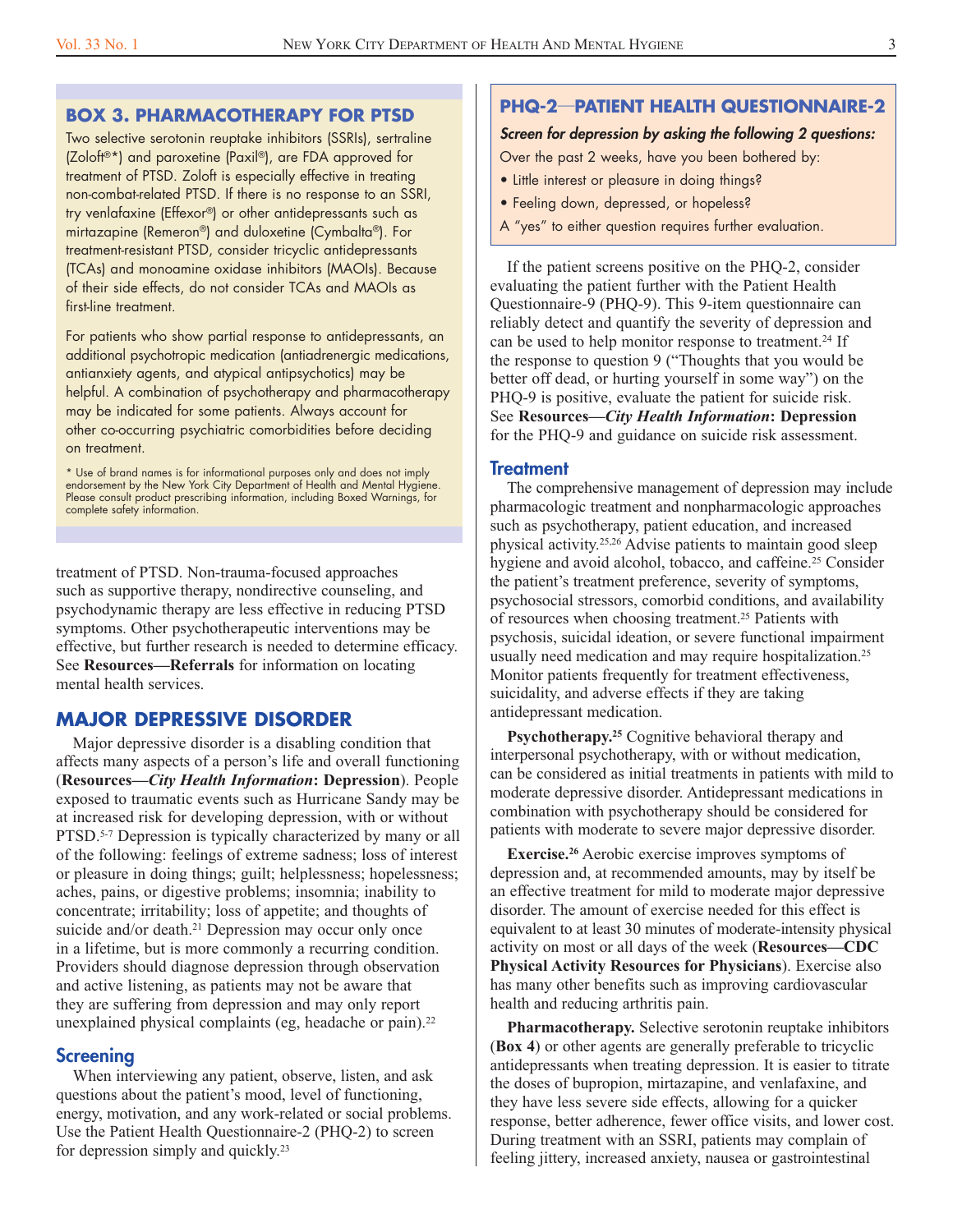## BOX 3. PHARMACOTHERAPY FOR PTSD

Two selective serotonin reuptake inhibitors (SSRIs), sertraline (Zoloft®*) and paroxetine (Paxil®), are FDA approved for treatment of PTSD. Zoloft is especially effective in treating non-combat-related PTSD. If there is no response to an SSRI, try venlafaxine (Effexor®) or other antidepressants such as mirtazapine (Remeron®) and duloxetine (Cymbalta®). For treatment-resistant PTSD, consider tricyclic antidepressants (TCAs) and monoamine oxidase inhibitors (MAOIs). Because of their side effects, do not consider TCAs and MAOIs as first-line treatment.

For patients who show partial response to antidepressants, an additional psychotropic medication (antiadrenergic medications, antianxiety agents, and atypical antipsychotics) may be helpful. A combination of psychotherapy and pharmacotherapy may be indicated for some patients. Always account for other co-occurring psychiatric comorbidities before deciding on treatment.

\* Use of brand names is for informational purposes only and does not imply endorsement by the New York City Department of Health and Mental Hygiene. Please consult product prescribing information, including Boxed Warnings, for complete safety information.

treatment of PTSD. Non-trauma-focused approaches such as supportive therapy, nondirective counseling, and psychodynamic therapy are less effective in reducing PTSD symptoms. Other psychotherapeutic interventions may be effective, but further research is needed to determine efficacy. See **Resources—Referrals** for information on locating mental health services.

## MAJOR DEPRESSIVE DISORDER

Major depressive disorder is a disabling condition that affects many aspects of a person's life and overall functioning (**Resources—*City Health Information*: Depression**). People exposed to traumatic events such as Hurricane Sandy may be at increased risk for developing depression, with or without PTSD.[5-7] Depression is typically characterized by many or all of the following: feelings of extreme sadness; loss of interest or pleasure in doing things; guilt; helplessness; hopelessness; aches, pains, or digestive problems; insomnia; inability to concentrate; irritability; loss of appetite; and thoughts of suicide and/or death.[21] Depression may occur only once in a lifetime, but is more commonly a recurring condition. Providers should diagnose depression through observation and active listening, as patients may not be aware that they are suffering from depression and may only report unexplained physical complaints (eg, headache or pain).[22]

### Screening

When interviewing any patient, observe, listen, and ask questions about the patient's mood, level of functioning, energy, motivation, and any work-related or social problems. Use the Patient Health Questionnaire-2 (PHQ-2) to screen for depression simply and quickly.[23]

## PHQ-2—PATIENT HEALTH QUESTIONNAIRE-2

***Screen for depression by asking the following 2 questions:***

Over the past 2 weeks, have you been bothered by:

- Little interest or pleasure in doing things?
- Feeling down, depressed, or hopeless?

A "yes" to either question requires further evaluation.

If the patient screens positive on the PHQ-2, consider evaluating the patient further with the Patient Health Questionnaire-9 (PHQ-9). This 9-item questionnaire can reliably detect and quantify the severity of depression and can be used to help monitor response to treatment.[24] If the response to question 9 ("Thoughts that you would be better off dead, or hurting yourself in some way") on the PHQ-9 is positive, evaluate the patient for suicide risk. See **Resources—*City Health Information*: Depression** for the PHQ-9 and guidance on suicide risk assessment.

### Treatment

The comprehensive management of depression may include pharmacologic treatment and nonpharmacologic approaches such as psychotherapy, patient education, and increased physical activity.[25,26] Advise patients to maintain good sleep hygiene and avoid alcohol, tobacco, and caffeine.[25] Consider the patient's treatment preference, severity of symptoms, psychosocial stressors, comorbid conditions, and availability of resources when choosing treatment.[25] Patients with psychosis, suicidal ideation, or severe functional impairment usually need medication and may require hospitalization.[25] Monitor patients frequently for treatment effectiveness, suicidality, and adverse effects if they are taking antidepressant medication.

**Psychotherapy.**[25] Cognitive behavioral therapy and interpersonal psychotherapy, with or without medication, can be considered as initial treatments in patients with mild to moderate depressive disorder. Antidepressant medications in combination with psychotherapy should be considered for patients with moderate to severe major depressive disorder.

**Exercise.**[26] Aerobic exercise improves symptoms of depression and, at recommended amounts, may by itself be an effective treatment for mild to moderate major depressive disorder. The amount of exercise needed for this effect is equivalent to at least 30 minutes of moderate-intensity physical activity on most or all days of the week (**Resources—CDC Physical Activity Resources for Physicians**). Exercise also has many other benefits such as improving cardiovascular health and reducing arthritis pain.

**Pharmacotherapy.** Selective serotonin reuptake inhibitors (**Box 4**) or other agents are generally preferable to tricyclic antidepressants when treating depression. It is easier to titrate the doses of bupropion, mirtazapine, and venlafaxine, and they have less severe side effects, allowing for a quicker response, better adherence, fewer office visits, and lower cost. During treatment with an SSRI, patients may complain of feeling jittery, increased anxiety, nausea or gastrointestinal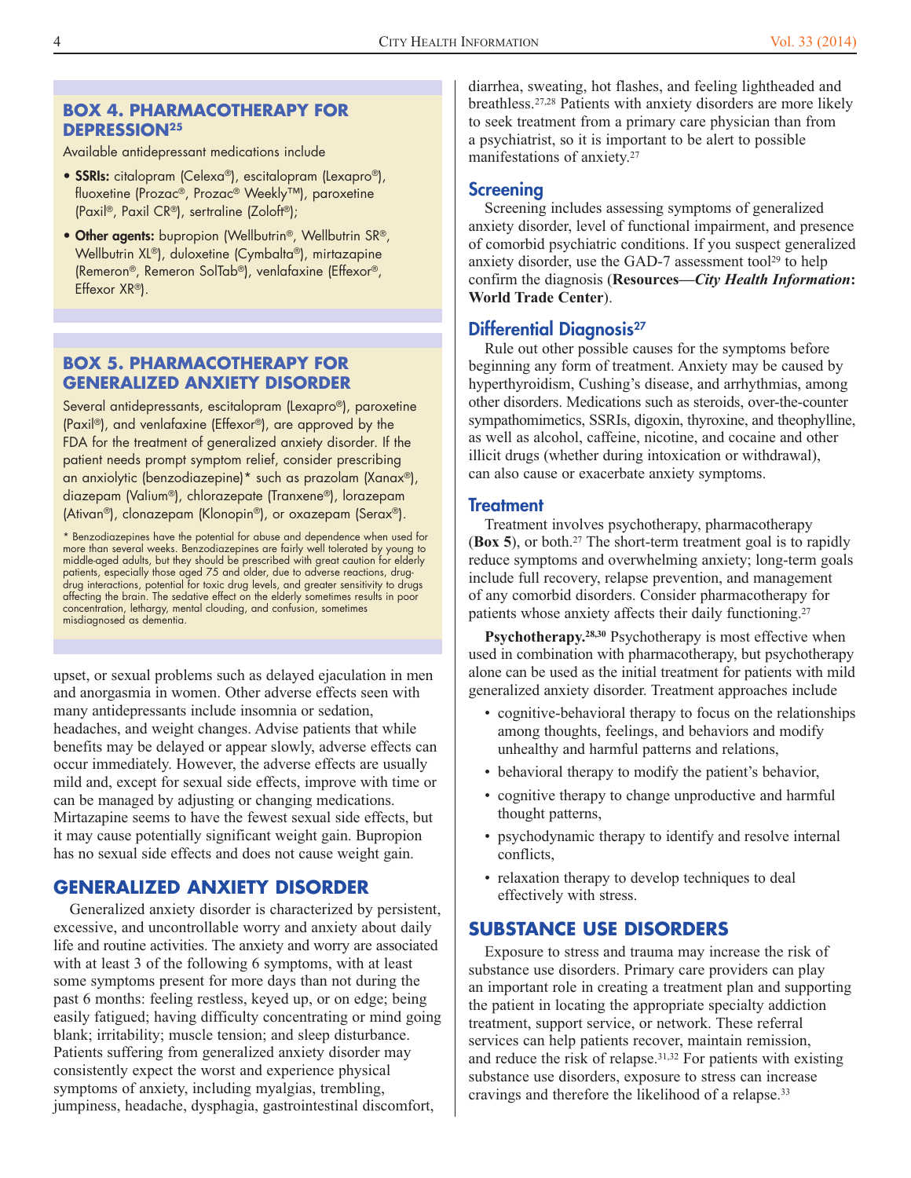### BOX 4. PHARMACOTHERAPY FOR DEPRESSION[25]

Available antidepressant medications include

- **SSRIs:** citalopram (Celexa®), escitalopram (Lexapro®), fluoxetine (Prozac®, Prozac® Weekly™), paroxetine (Paxil®, Paxil CR®), sertraline (Zoloft®);
- **Other agents:** bupropion (Wellbutrin®, Wellbutrin SR®, Wellbutrin XL®), duloxetine (Cymbalta®), mirtazapine (Remeron®, Remeron SolTab®), venlafaxine (Effexor®, Effexor XR®).

### BOX 5. PHARMACOTHERAPY FOR GENERALIZED ANXIETY DISORDER

Several antidepressants, escitalopram (Lexapro®), paroxetine (Paxil®), and venlafaxine (Effexor®), are approved by the FDA for the treatment of generalized anxiety disorder. If the patient needs prompt symptom relief, consider prescribing an anxiolytic (benzodiazepine)* such as prazolam (Xanax®), diazepam (Valium®), chlorazepate (Tranxene®), lorazepam (Ativan®), clonazepam (Klonopin®), or oxazepam (Serax®).

* Benzodiazepines have the potential for abuse and dependence when used for more than several weeks. Benzodiazepines are fairly well tolerated by young to middle-aged adults, but they should be prescribed with great caution for elderly patients, especially those aged 75 and older, due to adverse reactions, drug-drug interactions, potential for toxic drug levels, and greater sensitivity to drugs affecting the brain. The sedative effect on the elderly sometimes results in poor concentration, lethargy, mental clouding, and confusion, sometimes misdiagnosed as dementia.

upset, or sexual problems such as delayed ejaculation in men and anorgasmia in women. Other adverse effects seen with many antidepressants include insomnia or sedation, headaches, and weight changes. Advise patients that while benefits may be delayed or appear slowly, adverse effects can occur immediately. However, the adverse effects are usually mild and, except for sexual side effects, improve with time or can be managed by adjusting or changing medications. Mirtazapine seems to have the fewest sexual side effects, but it may cause potentially significant weight gain. Bupropion has no sexual side effects and does not cause weight gain.

## GENERALIZED ANXIETY DISORDER

Generalized anxiety disorder is characterized by persistent, excessive, and uncontrollable worry and anxiety about daily life and routine activities. The anxiety and worry are associated with at least 3 of the following 6 symptoms, with at least some symptoms present for more days than not during the past 6 months: feeling restless, keyed up, or on edge; being easily fatigued; having difficulty concentrating or mind going blank; irritability; muscle tension; and sleep disturbance. Patients suffering from generalized anxiety disorder may consistently expect the worst and experience physical symptoms of anxiety, including myalgias, trembling, jumpiness, headache, dysphagia, gastrointestinal discomfort, diarrhea, sweating, hot flashes, and feeling lightheaded and breathless.[27,28] Patients with anxiety disorders are more likely to seek treatment from a primary care physician than from a psychiatrist, so it is important to be alert to possible manifestations of anxiety.[27]

### Screening

Screening includes assessing symptoms of generalized anxiety disorder, level of functional impairment, and presence of comorbid psychiatric conditions. If you suspect generalized anxiety disorder, use the GAD-7 assessment tool[29] to help confirm the diagnosis (**Resources—*City Health Information*: World Trade Center**).

### Differential Diagnosis[27]

Rule out other possible causes for the symptoms before beginning any form of treatment. Anxiety may be caused by hyperthyroidism, Cushing's disease, and arrhythmias, among other disorders. Medications such as steroids, over-the-counter sympathomimetics, SSRIs, digoxin, thyroxine, and theophylline, as well as alcohol, caffeine, nicotine, and cocaine and other illicit drugs (whether during intoxication or withdrawal), can also cause or exacerbate anxiety symptoms.

### Treatment

Treatment involves psychotherapy, pharmacotherapy (**Box 5**), or both.[27] The short-term treatment goal is to rapidly reduce symptoms and overwhelming anxiety; long-term goals include full recovery, relapse prevention, and management of any comorbid disorders. Consider pharmacotherapy for patients whose anxiety affects their daily functioning.[27]

**Psychotherapy.**[28,30] Psychotherapy is most effective when used in combination with pharmacotherapy, but psychotherapy alone can be used as the initial treatment for patients with mild generalized anxiety disorder. Treatment approaches include

- cognitive-behavioral therapy to focus on the relationships among thoughts, feelings, and behaviors and modify unhealthy and harmful patterns and relations,
- behavioral therapy to modify the patient's behavior,
- cognitive therapy to change unproductive and harmful thought patterns,
- psychodynamic therapy to identify and resolve internal conflicts,
- relaxation therapy to develop techniques to deal effectively with stress.

## SUBSTANCE USE DISORDERS

Exposure to stress and trauma may increase the risk of substance use disorders. Primary care providers can play an important role in creating a treatment plan and supporting the patient in locating the appropriate specialty addiction treatment, support service, or network. These referral services can help patients recover, maintain remission, and reduce the risk of relapse.[31,32] For patients with existing substance use disorders, exposure to stress can increase cravings and therefore the likelihood of a relapse.[33]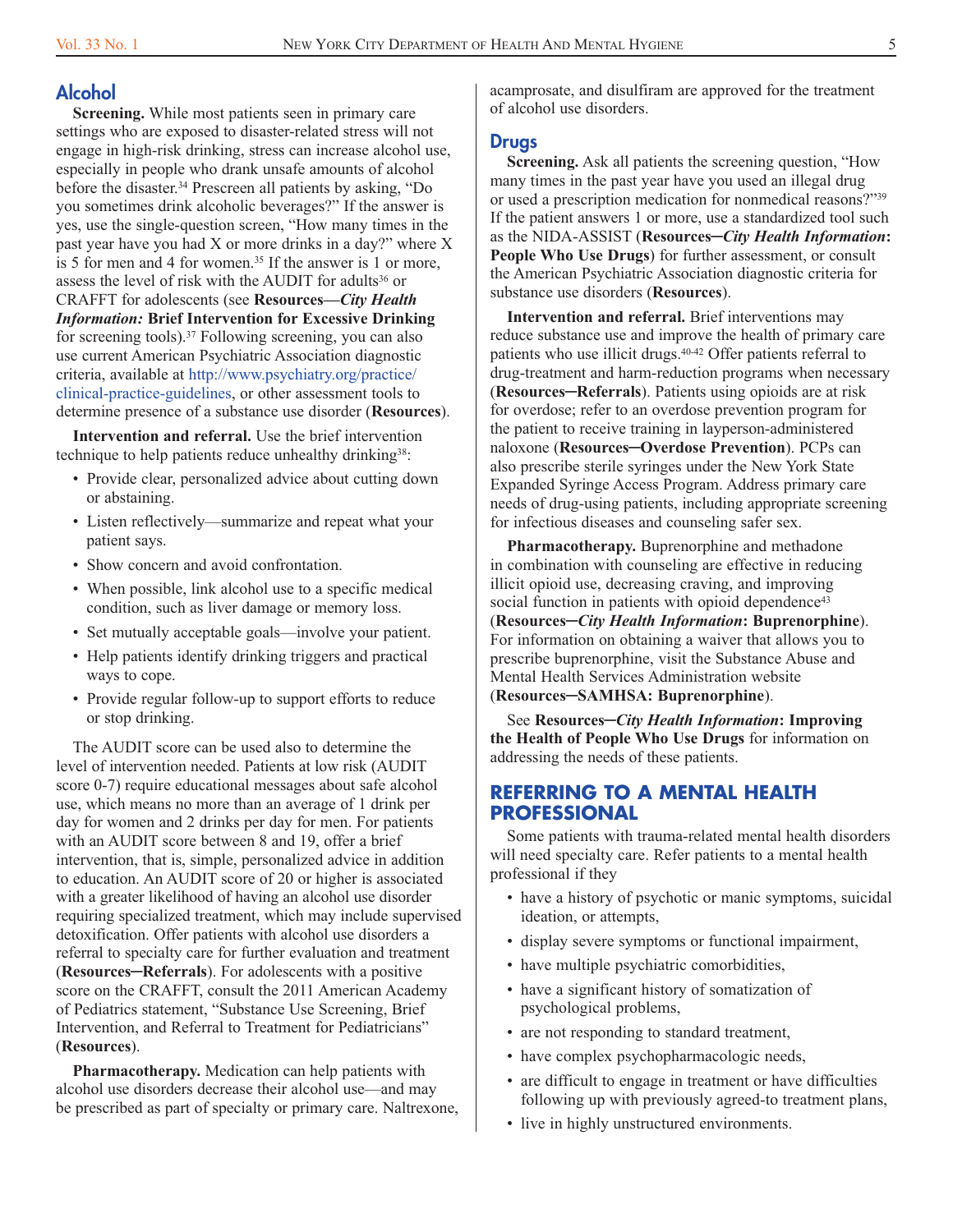## Alcohol

**Screening.** While most patients seen in primary care settings who are exposed to disaster-related stress will not engage in high-risk drinking, stress can increase alcohol use, especially in people who drank unsafe amounts of alcohol before the disaster.[34] Prescreen all patients by asking, "Do you sometimes drink alcoholic beverages?" If the answer is yes, use the single-question screen, "How many times in the past year have you had X or more drinks in a day?" where X is 5 for men and 4 for women.[35] If the answer is 1 or more, assess the level of risk with the AUDIT for adults[36] or CRAFFT for adolescents (see **Resources—*City Health Information:* Brief Intervention for Excessive Drinking** for screening tools).[37] Following screening, you can also use current American Psychiatric Association diagnostic criteria, available at http://www.psychiatry.org/practice/clinical-practice-guidelines, or other assessment tools to determine presence of a substance use disorder (**Resources**).

**Intervention and referral.** Use the brief intervention technique to help patients reduce unhealthy drinking[38]:

- Provide clear, personalized advice about cutting down or abstaining.
- Listen reflectively—summarize and repeat what your patient says.
- Show concern and avoid confrontation.
- When possible, link alcohol use to a specific medical condition, such as liver damage or memory loss.
- Set mutually acceptable goals—involve your patient.
- Help patients identify drinking triggers and practical ways to cope.
- Provide regular follow-up to support efforts to reduce or stop drinking.

The AUDIT score can be used also to determine the level of intervention needed. Patients at low risk (AUDIT score 0-7) require educational messages about safe alcohol use, which means no more than an average of 1 drink per day for women and 2 drinks per day for men. For patients with an AUDIT score between 8 and 19, offer a brief intervention, that is, simple, personalized advice in addition to education. An AUDIT score of 20 or higher is associated with a greater likelihood of having an alcohol use disorder requiring specialized treatment, which may include supervised detoxification. Offer patients with alcohol use disorders a referral to specialty care for further evaluation and treatment (**Resources–Referrals**). For adolescents with a positive score on the CRAFFT, consult the 2011 American Academy of Pediatrics statement, "Substance Use Screening, Brief Intervention, and Referral to Treatment for Pediatricians" (**Resources**).

**Pharmacotherapy.** Medication can help patients with alcohol use disorders decrease their alcohol use—and may be prescribed as part of specialty or primary care. Naltrexone, acamprosate, and disulfiram are approved for the treatment of alcohol use disorders.

## Drugs

**Screening.** Ask all patients the screening question, "How many times in the past year have you used an illegal drug or used a prescription medication for nonmedical reasons?"[39] If the patient answers 1 or more, use a standardized tool such as the NIDA-ASSIST (**Resources–*City Health Information*: People Who Use Drugs**) for further assessment, or consult the American Psychiatric Association diagnostic criteria for substance use disorders (**Resources**).

**Intervention and referral.** Brief interventions may reduce substance use and improve the health of primary care patients who use illicit drugs.[40-42] Offer patients referral to drug-treatment and harm-reduction programs when necessary (**Resources–Referrals**). Patients using opioids are at risk for overdose; refer to an overdose prevention program for the patient to receive training in layperson-administered naloxone (**Resources–Overdose Prevention**). PCPs can also prescribe sterile syringes under the New York State Expanded Syringe Access Program. Address primary care needs of drug-using patients, including appropriate screening for infectious diseases and counseling safer sex.

**Pharmacotherapy.** Buprenorphine and methadone in combination with counseling are effective in reducing illicit opioid use, decreasing craving, and improving social function in patients with opioid dependence[43] (**Resources–*City Health Information*: Buprenorphine**). For information on obtaining a waiver that allows you to prescribe buprenorphine, visit the Substance Abuse and Mental Health Services Administration website (**Resources–SAMHSA: Buprenorphine**).

See **Resources–*City Health Information*: Improving the Health of People Who Use Drugs** for information on addressing the needs of these patients.

# REFERRING TO A MENTAL HEALTH PROFESSIONAL

Some patients with trauma-related mental health disorders will need specialty care. Refer patients to a mental health professional if they

- have a history of psychotic or manic symptoms, suicidal ideation, or attempts,
- display severe symptoms or functional impairment,
- have multiple psychiatric comorbidities,
- have a significant history of somatization of psychological problems,
- are not responding to standard treatment,
- have complex psychopharmacologic needs,
- are difficult to engage in treatment or have difficulties following up with previously agreed-to treatment plans,
- live in highly unstructured environments.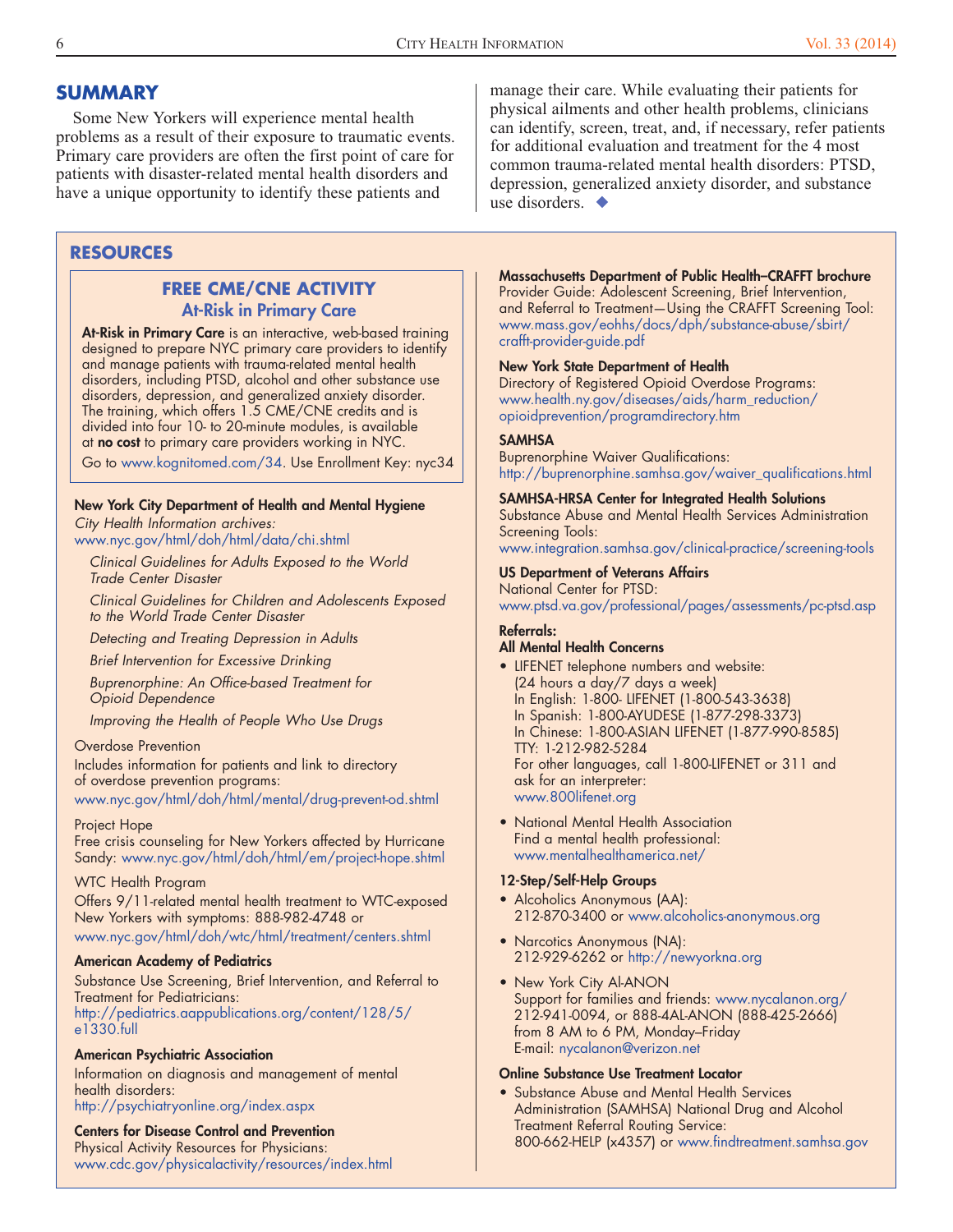## SUMMARY

Some New Yorkers will experience mental health problems as a result of their exposure to traumatic events. Primary care providers are often the first point of care for patients with disaster-related mental health disorders and have a unique opportunity to identify these patients and manage their care. While evaluating their patients for physical ailments and other health problems, clinicians can identify, screen, treat, and, if necessary, refer patients for additional evaluation and treatment for the 4 most common trauma-related mental health disorders: PTSD, depression, generalized anxiety disorder, and substance use disorders. ◆

## RESOURCES

### FREE CME/CNE ACTIVITY
#### At-Risk in Primary Care

**At-Risk in Primary Care** is an interactive, web-based training designed to prepare NYC primary care providers to identify and manage patients with trauma-related mental health disorders, including PTSD, alcohol and other substance use disorders, depression, and generalized anxiety disorder. The training, which offers 1.5 CME/CNE credits and is divided into four 10- to 20-minute modules, is available at **no cost** to primary care providers working in NYC.

Go to www.kognitomed.com/34. Use Enrollment Key: nyc34

**New York City Department of Health and Mental Hygiene**
*City Health Information archives:*
www.nyc.gov/html/doh/html/data/chi.shtml

- *Clinical Guidelines for Adults Exposed to the World Trade Center Disaster*
- *Clinical Guidelines for Children and Adolescents Exposed to the World Trade Center Disaster*
- *Detecting and Treating Depression in Adults*
- *Brief Intervention for Excessive Drinking*
- *Buprenorphine: An Office-based Treatment for Opioid Dependence*
- *Improving the Health of People Who Use Drugs*

Overdose Prevention
Includes information for patients and link to directory of overdose prevention programs:
www.nyc.gov/html/doh/html/mental/drug-prevent-od.shtml

Project Hope
Free crisis counseling for New Yorkers affected by Hurricane Sandy: www.nyc.gov/html/doh/html/em/project-hope.shtml

WTC Health Program
Offers 9/11-related mental health treatment to WTC-exposed New Yorkers with symptoms: 888-982-4748 or
www.nyc.gov/html/doh/wtc/html/treatment/centers.shtml

**American Academy of Pediatrics**
Substance Use Screening, Brief Intervention, and Referral to Treatment for Pediatricians:
http://pediatrics.aappublications.org/content/128/5/e1330.full

**American Psychiatric Association**
Information on diagnosis and management of mental health disorders:
http://psychiatryonline.org/index.aspx

**Centers for Disease Control and Prevention**
Physical Activity Resources for Physicians:
www.cdc.gov/physicalactivity/resources/index.html

**Massachusetts Department of Public Health–CRAFFT brochure**
Provider Guide: Adolescent Screening, Brief Intervention, and Referral to Treatment—Using the CRAFFT Screening Tool:
www.mass.gov/eohhs/docs/dph/substance-abuse/sbirt/crafft-provider-guide.pdf

**New York State Department of Health**
Directory of Registered Opioid Overdose Programs:
www.health.ny.gov/diseases/aids/harm_reduction/opioidprevention/programdirectory.htm

**SAMHSA**
Buprenorphine Waiver Qualifications:
http://buprenorphine.samhsa.gov/waiver_qualifications.html

**SAMHSA-HRSA Center for Integrated Health Solutions**
Substance Abuse and Mental Health Services Administration Screening Tools:
www.integration.samhsa.gov/clinical-practice/screening-tools

**US Department of Veterans Affairs**
National Center for PTSD:
www.ptsd.va.gov/professional/pages/assessments/pc-ptsd.asp

**Referrals:**
**All Mental Health Concerns**

- LIFENET telephone numbers and website:
  (24 hours a day/7 days a week)
  In English: 1-800- LIFENET (1-800-543-3638)
  In Spanish: 1-800-AYUDESE (1-877-298-3373)
  In Chinese: 1-800-ASIAN LIFENET (1-877-990-8585)
  TTY: 1-212-982-5284
  For other languages, call 1-800-LIFENET or 311 and ask for an interpreter:
  www.800lifenet.org
- National Mental Health Association
  Find a mental health professional:
  www.mentalhealthamerica.net/

**12-Step/Self-Help Groups**

- Alcoholics Anonymous (AA):
  212-870-3400 or www.alcoholics-anonymous.org
- Narcotics Anonymous (NA):
  212-929-6262 or http://newyorkna.org
- New York City Al-ANON
  Support for families and friends: www.nycalanon.org/
  212-941-0094, or 888-4AL-ANON (888-425-2666) from 8 AM to 6 PM, Monday–Friday
  E-mail: nycalanon@verizon.net

**Online Substance Use Treatment Locator**

- Substance Abuse and Mental Health Services Administration (SAMHSA) National Drug and Alcohol Treatment Referral Routing Service:
  800-662-HELP (x4357) or www.findtreatment.samhsa.gov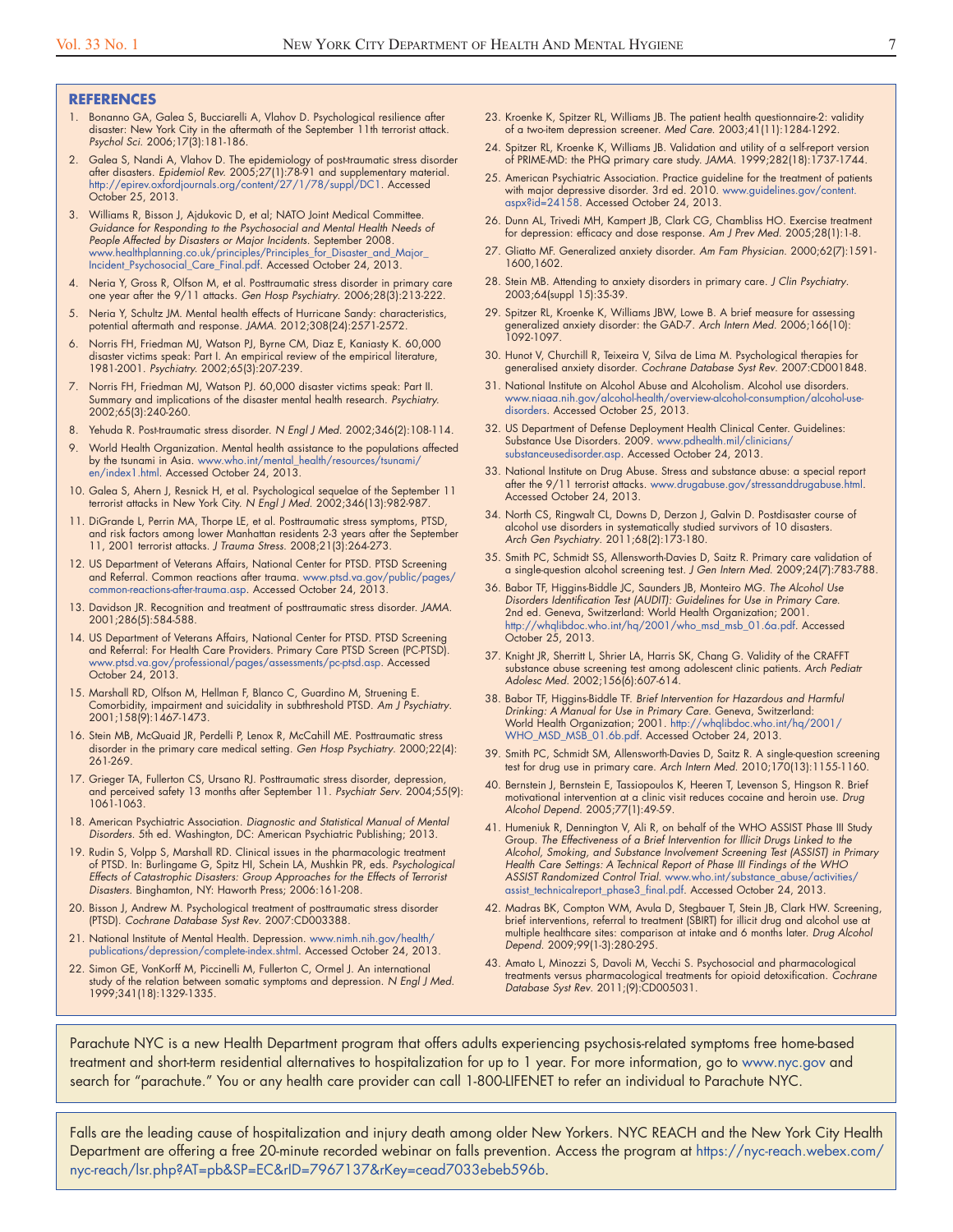## REFERENCES

1. Bonanno GA, Galea S, Bucciarelli A, Vlahov D. Psychological resilience after disaster: New York City in the aftermath of the September 11th terrorist attack. *Psychol Sci.* 2006;17(3):181-186.
2. Galea S, Nandi A, Vlahov D. The epidemiology of post-traumatic stress disorder after disasters. *Epidemiol Rev.* 2005;27(1):78-91 and supplementary material. http://epirev.oxfordjournals.org/content/27/1/78/suppl/DC1. Accessed October 25, 2013.
3. Williams R, Bisson J, Ajdukovic D, et al; NATO Joint Medical Committee. *Guidance for Responding to the Psychosocial and Mental Health Needs of People Affected by Disasters or Major Incidents.* September 2008. www.healthplanning.co.uk/principles/Principles_for_Disaster_and_Major_Incident_Psychosocial_Care_Final.pdf. Accessed October 24, 2013.
4. Neria Y, Gross R, Olfson M, et al. Posttraumatic stress disorder in primary care one year after the 9/11 attacks. *Gen Hosp Psychiatry.* 2006;28(3):213-222.
5. Neria Y, Schultz JM. Mental health effects of Hurricane Sandy: characteristics, potential aftermath and response. *JAMA.* 2012;308(24):2571-2572.
6. Norris FH, Friedman MJ, Watson PJ, Byrne CM, Diaz E, Kaniasty K. 60,000 disaster victims speak: Part I. An empirical review of the empirical literature, 1981-2001. *Psychiatry.* 2002;65(3):207-239.
7. Norris FH, Friedman MJ, Watson PJ. 60,000 disaster victims speak: Part II. Summary and implications of the disaster mental health research. *Psychiatry.* 2002;65(3):240-260.
8. Yehuda R. Post-traumatic stress disorder. *N Engl J Med.* 2002;346(2):108-114.
9. World Health Organization. Mental health assistance to the populations affected by the tsunami in Asia. www.who.int/mental_health/resources/tsunami/en/index1.html. Accessed October 24, 2013.
10. Galea S, Ahern J, Resnick H, et al. Psychological sequelae of the September 11 terrorist attacks in New York City. *N Engl J Med.* 2002;346(13):982-987.
11. DiGrande L, Perrin MA, Thorpe LE, et al. Posttraumatic stress symptoms, PTSD, and risk factors among lower Manhattan residents 2-3 years after the September 11, 2001 terrorist attacks. *J Trauma Stress.* 2008;21(3):264-273.
12. US Department of Veterans Affairs, National Center for PTSD. PTSD Screening and Referral. Common reactions after trauma. www.ptsd.va.gov/public/pages/common-reactions-after-trauma.asp. Accessed October 24, 2013.
13. Davidson JR. Recognition and treatment of posttraumatic stress disorder. *JAMA.* 2001;286(5):584-588.
14. US Department of Veterans Affairs, National Center for PTSD. PTSD Screening and Referral: For Health Care Providers. Primary Care PTSD Screen (PC-PTSD). www.ptsd.va.gov/professional/pages/assessments/pc-ptsd.asp. Accessed October 24, 2013.
15. Marshall RD, Olfson M, Hellman F, Blanco C, Guardino M, Struening E. Comorbidity, impairment and suicidality in subthreshold PTSD. *Am J Psychiatry.* 2001;158(9):1467-1473.
16. Stein MB, McQuaid JR, Perdelli P, Lenox R, McCahill ME. Posttraumatic stress disorder in the primary care medical setting. *Gen Hosp Psychiatry.* 2000;22(4):261-269.
17. Grieger TA, Fullerton CS, Ursano RJ. Posttraumatic stress disorder, depression, and perceived safety 13 months after September 11. *Psychiatr Serv.* 2004;55(9):1061-1063.
18. American Psychiatric Association. *Diagnostic and Statistical Manual of Mental Disorders.* 5th ed. Washington, DC: American Psychiatric Publishing; 2013.
19. Rudin S, Volpp S, Marshall RD. Clinical issues in the pharmacologic treatment of PTSD. In: Burlingame G, Spitz HI, Schein LA, Mushkin PR, eds. *Psychological Effects of Catastrophic Disasters: Group Approaches for the Effects of Terrorist Disasters.* Binghamton, NY: Haworth Press; 2006:161-208.
20. Bisson J, Andrew M. Psychological treatment of posttraumatic stress disorder (PTSD). *Cochrane Database Syst Rev.* 2007:CD003388.
21. National Institute of Mental Health. Depression. www.nimh.nih.gov/health/publications/depression/complete-index.shtml. Accessed October 24, 2013.
22. Simon GE, VonKorff M, Piccinelli M, Fullerton C, Ormel J. An international study of the relation between somatic symptoms and depression. *N Engl J Med.* 1999;341(18):1329-1335.
23. Kroenke K, Spitzer RL, Williams JB. The patient health questionnaire-2: validity of a two-item depression screener. *Med Care.* 2003;41(11):1284-1292.
24. Spitzer RL, Kroenke K, Williams JB. Validation and utility of a self-report version of PRIME-MD: the PHQ primary care study. *JAMA.* 1999;282(18):1737-1744.
25. American Psychiatric Association. Practice guideline for the treatment of patients with major depressive disorder. 3rd ed. 2010. www.guidelines.gov/content.aspx?id=24158. Accessed October 24, 2013.
26. Dunn AL, Trivedi MH, Kampert JB, Clark CG, Chambliss HO. Exercise treatment for depression: efficacy and dose response. *Am J Prev Med.* 2005;28(1):1-8.
27. Gliatto MF. Generalized anxiety disorder. *Am Fam Physician.* 2000;62(7):1591-1600,1602.
28. Stein MB. Attending to anxiety disorders in primary care. *J Clin Psychiatry.* 2003;64(suppl 15):35-39.
29. Spitzer RL, Kroenke K, Williams JBW, Lowe B. A brief measure for assessing generalized anxiety disorder: the GAD-7. *Arch Intern Med.* 2006;166(10):1092-1097.
30. Hunot V, Churchill R, Teixeira V, Silva de Lima M. Psychological therapies for generalised anxiety disorder. *Cochrane Database Syst Rev.* 2007:CD001848.
31. National Institute on Alcohol Abuse and Alcoholism. Alcohol use disorders. www.niaaa.nih.gov/alcohol-health/overview-alcohol-consumption/alcohol-use-disorders. Accessed October 25, 2013.
32. US Department of Defense Deployment Health Clinical Center. Guidelines: Substance Use Disorders. 2009. www.pdhealth.mil/clinicians/substanceusedisorder.asp. Accessed October 24, 2013.
33. National Institute on Drug Abuse. Stress and substance abuse: a special report after the 9/11 terrorist attacks. www.drugabuse.gov/stressanddrugabuse.html. Accessed October 24, 2013.
34. North CS, Ringwalt CL, Downs D, Derzon J, Galvin D. Postdisaster course of alcohol use disorders in systematically studied survivors of 10 disasters. *Arch Gen Psychiatry.* 2011;68(2):173-180.
35. Smith PC, Schmidt SS, Allensworth-Davies D, Saitz R. Primary care validation of a single-question alcohol screening test. *J Gen Intern Med.* 2009;24(7):783-788.
36. Babor TF, Higgins-Biddle JC, Saunders JB, Monteiro MG. *The Alcohol Use Disorders Identification Test (AUDIT): Guidelines for Use in Primary Care.* 2nd ed. Geneva, Switzerland: World Health Organization; 2001. http://whqlibdoc.who.int/hq/2001/who_msd_msb_01.6a.pdf. Accessed October 25, 2013.
37. Knight JR, Sherritt L, Shrier LA, Harris SK, Chang G. Validity of the CRAFFT substance abuse screening test among adolescent clinic patients. *Arch Pediatr Adolesc Med.* 2002;156(6):607-614.
38. Babor TF, Higgins-Biddle TF. *Brief Intervention for Hazardous and Harmful Drinking: A Manual for Use in Primary Care.* Geneva, Switzerland: World Health Organization; 2001. http://whqlibdoc.who.int/hq/2001/WHO_MSD_MSB_01.6b.pdf. Accessed October 24, 2013.
39. Smith PC, Schmidt SM, Allensworth-Davies D, Saitz R. A single-question screening test for drug use in primary care. *Arch Intern Med.* 2010;170(13):1155-1160.
40. Bernstein J, Bernstein E, Tassiopoulos K, Heeren T, Levenson S, Hingson R. Brief motivational intervention at a clinic visit reduces cocaine and heroin use. *Drug Alcohol Depend.* 2005;77(1):49-59.
41. Humeniuk R, Dennington V, Ali R, on behalf of the WHO ASSIST Phase III Study Group. *The Effectiveness of a Brief Intervention for Illicit Drugs Linked to the Alcohol, Smoking, and Substance Involvement Screening Test (ASSIST) in Primary Health Care Settings: A Technical Report of Phase III Findings of the WHO ASSIST Randomized Control Trial.* www.who.int/substance_abuse/activities/assist_technicalreport_phase3_final.pdf. Accessed October 24, 2013.
42. Madras BK, Compton WM, Avula D, Stegbauer T, Stein JB, Clark HW. Screening, brief interventions, referral to treatment (SBIRT) for illicit drug and alcohol use at multiple healthcare sites: comparison at intake and 6 months later. *Drug Alcohol Depend.* 2009;99(1-3):280-295.
43. Amato L, Minozzi S, Davoli M, Vecchi S. Psychosocial and pharmacological treatments versus pharmacological treatments for opioid detoxification. *Cochrane Database Syst Rev.* 2011;(9):CD005031.

---

Parachute NYC is a new Health Department program that offers adults experiencing psychosis-related symptoms free home-based treatment and short-term residential alternatives to hospitalization for up to 1 year. For more information, go to www.nyc.gov and search for "parachute." You or any health care provider can call 1-800-LIFENET to refer an individual to Parachute NYC.

---

Falls are the leading cause of hospitalization and injury death among older New Yorkers. NYC REACH and the New York City Health Department are offering a free 20-minute recorded webinar on falls prevention. Access the program at https://nyc-reach.webex.com/nyc-reach/lsr.php?AT=pb&SP=EC&rID=7967137&rKey=cead7033ebeb596b.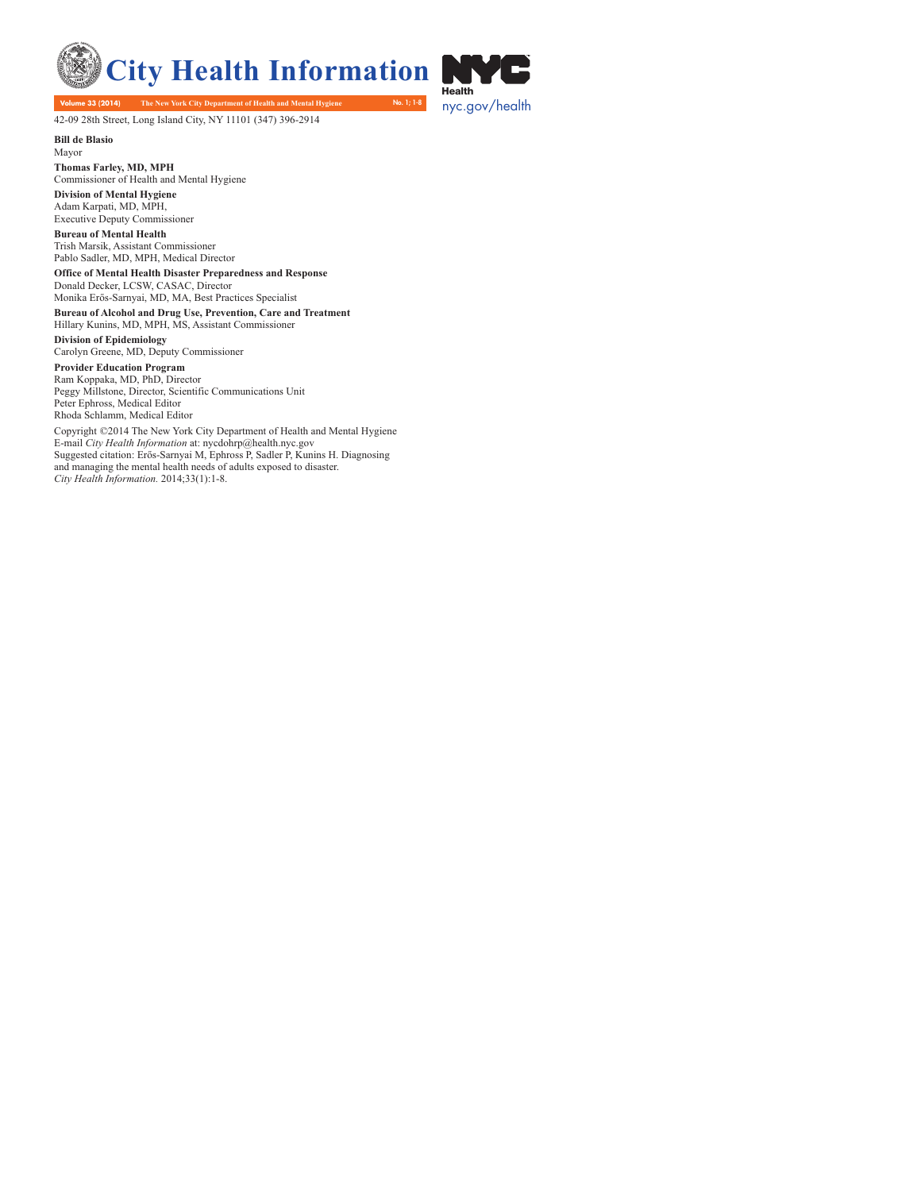# City Health Information

nyc.gov/health

42-09 28th Street, Long Island City, NY 11101 (347) 396-2914

**Bill de Blasio**
Mayor

**Thomas Farley, MD, MPH**
Commissioner of Health and Mental Hygiene

**Division of Mental Hygiene**
Adam Karpati, MD, MPH,
Executive Deputy Commissioner

**Bureau of Mental Health**
Trish Marsik, Assistant Commissioner
Pablo Sadler, MD, MPH, Medical Director

**Office of Mental Health Disaster Preparedness and Response**
Donald Decker, LCSW, CASAC, Director
Monika Erős-Sarnyai, MD, MA, Best Practices Specialist

**Bureau of Alcohol and Drug Use, Prevention, Care and Treatment**
Hillary Kunins, MD, MPH, MS, Assistant Commissioner

**Division of Epidemiology**
Carolyn Greene, MD, Deputy Commissioner

**Provider Education Program**
Ram Koppaka, MD, PhD, Director
Peggy Millstone, Director, Scientific Communications Unit
Peter Ephross, Medical Editor
Rhoda Schlamm, Medical Editor

Copyright ©2014 The New York City Department of Health and Mental Hygiene
E-mail *City Health Information* at: nycdohrp@health.nyc.gov
Suggested citation: Erős-Sarnyai M, Ephross P, Sadler P, Kunins H. Diagnosing and managing the mental health needs of adults exposed to disaster. *City Health Information.* 2014;33(1):1-8.